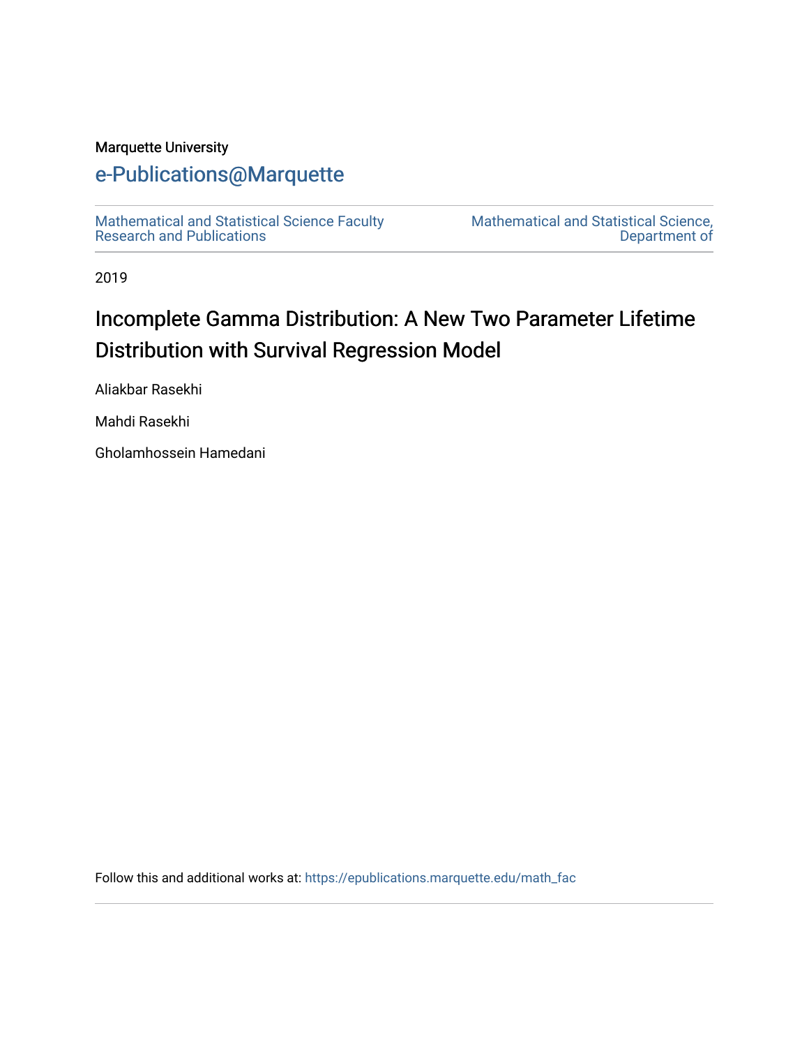Marquette University

e-Publications@Marquette

Mathematical and Statistical Science Faculty Research and Publications

Mathematical and Statistical Science, Department of

2019

# Incomplete Gamma Distribution: A New Two Parameter Lifetime Distribution with Survival Regression Model

Aliakbar Rasekhi

Mahdi Rasekhi

Gholamhossein Hamedani

Follow this and additional works at: https://epublications.marquette.edu/math_fac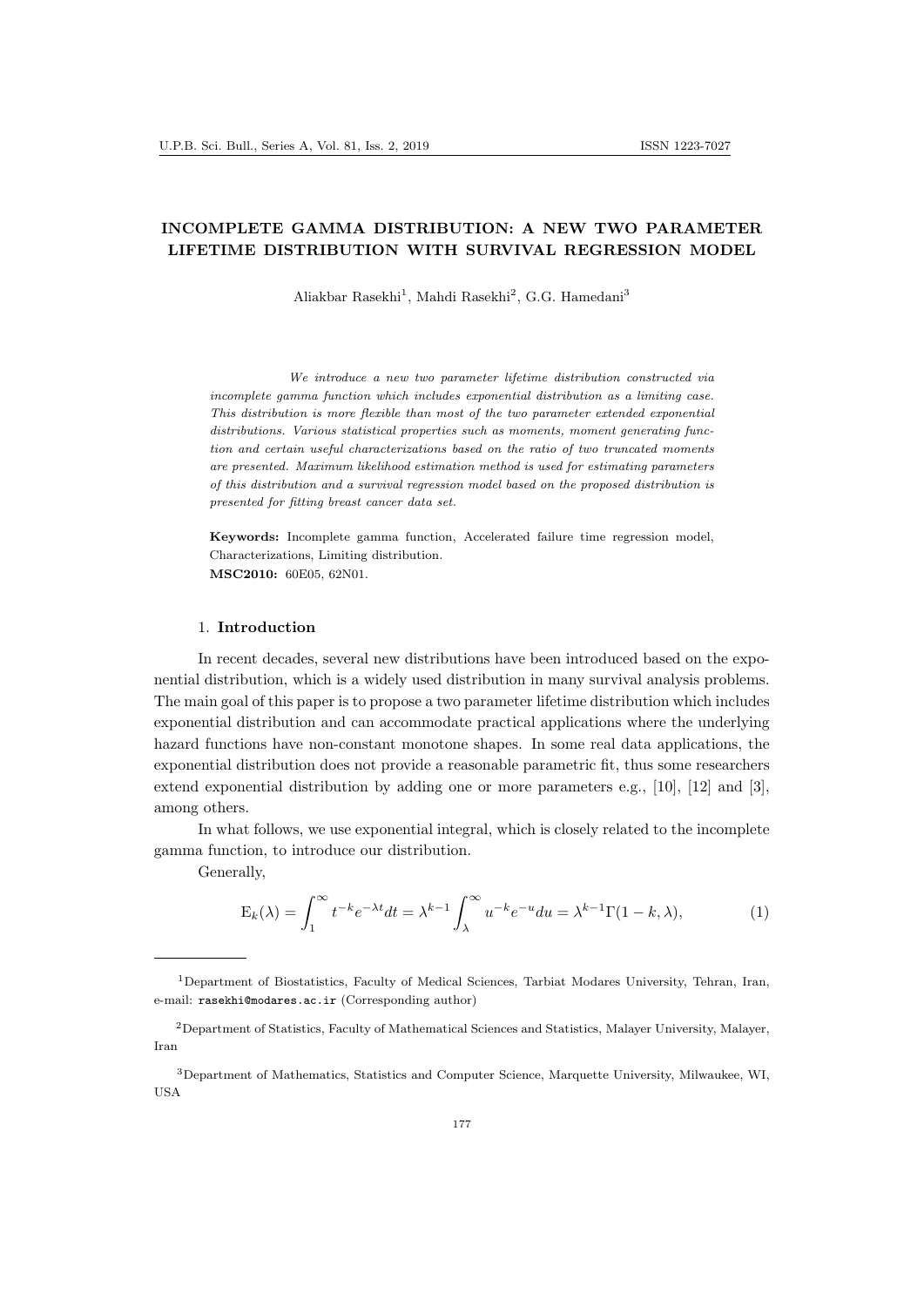# INCOMPLETE GAMMA DISTRIBUTION: A NEW TWO PARAMETER LIFETIME DISTRIBUTION WITH SURVIVAL REGRESSION MODEL

Aliakbar Rasekhi[1], Mahdi Rasekhi[2], G.G. Hamedani[3]

*We introduce a new two parameter lifetime distribution constructed via incomplete gamma function which includes exponential distribution as a limiting case. This distribution is more flexible than most of the two parameter extended exponential distributions. Various statistical properties such as moments, moment generating function and certain useful characterizations based on the ratio of two truncated moments are presented. Maximum likelihood estimation method is used for estimating parameters of this distribution and a survival regression model based on the proposed distribution is presented for fitting breast cancer data set.*

**Keywords:** Incomplete gamma function, Accelerated failure time regression model, Characterizations, Limiting distribution.

**MSC2010:** 60E05, 62N01.

## 1. **Introduction**

In recent decades, several new distributions have been introduced based on the exponential distribution, which is a widely used distribution in many survival analysis problems. The main goal of this paper is to propose a two parameter lifetime distribution which includes exponential distribution and can accommodate practical applications where the underlying hazard functions have non-constant monotone shapes. In some real data applications, the exponential distribution does not provide a reasonable parametric fit, thus some researchers extend exponential distribution by adding one or more parameters e.g., [10], [12] and [3], among others.

In what follows, we use exponential integral, which is closely related to the incomplete gamma function, to introduce our distribution.

Generally,

$$\mathrm{E}_k(\lambda) = \int_1^\infty t^{-k} e^{-\lambda t} dt = \lambda^{k-1} \int_\lambda^\infty u^{-k} e^{-u} du = \lambda^{k-1} \Gamma(1-k, \lambda), \tag{1}$$

[1] Department of Biostatistics, Faculty of Medical Sciences, Tarbiat Modares University, Tehran, Iran, e-mail: rasekhi@modares.ac.ir (Corresponding author)

[2] Department of Statistics, Faculty of Mathematical Sciences and Statistics, Malayer University, Malayer, Iran

[3] Department of Mathematics, Statistics and Computer Science, Marquette University, Milwaukee, WI, USA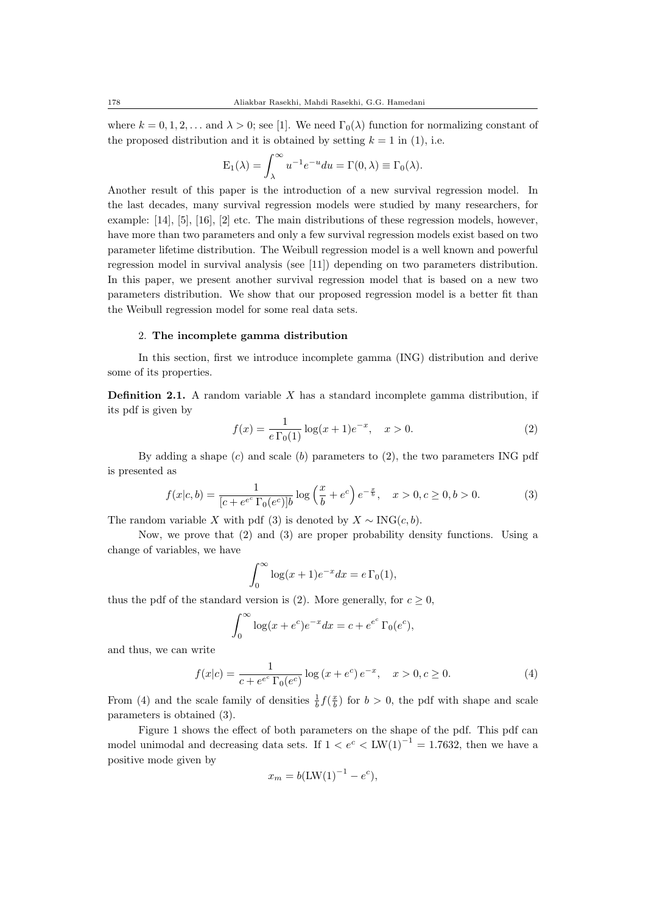where $k = 0, 1, 2, \ldots$ and $\lambda > 0$; see [1]. We need $\Gamma_0(\lambda)$ function for normalizing constant of the proposed distribution and it is obtained by setting $k = 1$ in (1), i.e.

$$\mathrm{E}_1(\lambda) = \int_\lambda^\infty u^{-1} e^{-u} du = \Gamma(0, \lambda) \equiv \Gamma_0(\lambda).$$

Another result of this paper is the introduction of a new survival regression model. In the last decades, many survival regression models were studied by many researchers, for example: [14], [5], [16], [2] etc. The main distributions of these regression models, however, have more than two parameters and only a few survival regression models exist based on two parameter lifetime distribution. The Weibull regression model is a well known and powerful regression model in survival analysis (see [11]) depending on two parameters distribution. In this paper, we present another survival regression model that is based on a new two parameters distribution. We show that our proposed regression model is a better fit than the Weibull regression model for some real data sets.

## 2. The incomplete gamma distribution

In this section, first we introduce incomplete gamma (ING) distribution and derive some of its properties.

**Definition 2.1.** A random variable $X$ has a standard incomplete gamma distribution, if its pdf is given by

$$f(x) = \frac{1}{e\,\Gamma_0(1)} \log(x+1) e^{-x}, \quad x > 0. \tag{2}$$

By adding a shape ($c$) and scale ($b$) parameters to (2), the two parameters ING pdf is presented as

$$f(x|c,b) = \frac{1}{[c + e^{e^c}\,\Gamma_0(e^c)]b} \log\left(\frac{x}{b} + e^c\right) e^{-\frac{x}{b}}, \quad x > 0, c \geq 0, b > 0. \tag{3}$$

The random variable $X$ with pdf (3) is denoted by $X \sim \mathrm{ING}(c, b)$.

Now, we prove that (2) and (3) are proper probability density functions. Using a change of variables, we have

$$\int_0^\infty \log(x+1) e^{-x} dx = e\,\Gamma_0(1),$$

thus the pdf of the standard version is (2). More generally, for $c \geq 0$,

$$\int_0^\infty \log(x + e^c) e^{-x} dx = c + e^{e^c}\,\Gamma_0(e^c),$$

and thus, we can write

$$f(x|c) = \frac{1}{c + e^{e^c}\,\Gamma_0(e^c)} \log\left(x + e^c\right) e^{-x}, \quad x > 0, c \geq 0. \tag{4}$$

From (4) and the scale family of densities $\frac{1}{b} f(\frac{x}{b})$ for $b > 0$, the pdf with shape and scale parameters is obtained (3).

Figure 1 shows the effect of both parameters on the shape of the pdf. This pdf can model unimodal and decreasing data sets. If $1 < e^c < \mathrm{LW}(1)^{-1} = 1.7632$, then we have a positive mode given by

$$x_m = b(\mathrm{LW}(1)^{-1} - e^c),$$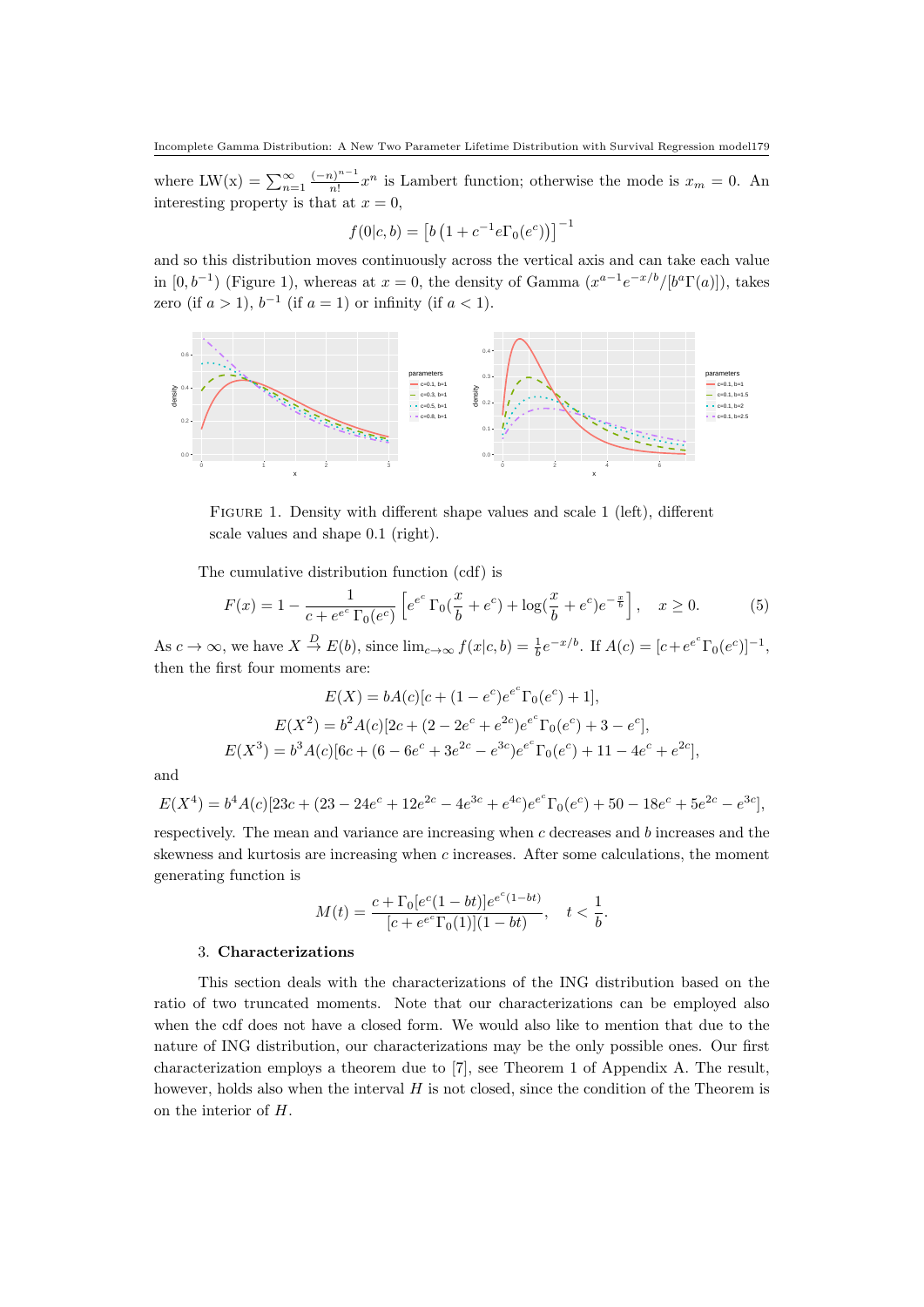where $\text{LW(x)} = \sum_{n=1}^{\infty} \frac{(-n)^{n-1}}{n!} x^n$ is Lambert function; otherwise the mode is $x_m = 0$. An interesting property is that at $x = 0$,

$$f(0|c, b) = \left[b\left(1 + c^{-1} e\Gamma_0(e^c)\right)\right]^{-1}$$

and so this distribution moves continuously across the vertical axis and can take each value in $[0, b^{-1})$ (Figure 1), whereas at $x = 0$, the density of Gamma $(x^{a-1}e^{-x/b}/[b^a\Gamma(a)])$, takes zero (if $a > 1$), $b^{-1}$ (if $a = 1$) or infinity (if $a < 1$).

FIGURE 1. Density with different shape values and scale 1 (left), different scale values and shape 0.1 (right).

The cumulative distribution function (cdf) is

$$F(x) = 1 - \frac{1}{c + e^{e^c}\Gamma_0(e^c)} \left[ e^{e^c}\Gamma_0(\frac{x}{b} + e^c) + \log(\frac{x}{b} + e^c)e^{-\frac{x}{b}} \right], \quad x \geq 0. \tag{5}$$

As $c \to \infty$, we have $X \xrightarrow{D} E(b)$, since $\lim_{c\to\infty} f(x|c, b) = \frac{1}{b}e^{-x/b}$. If $A(c) = [c + e^{e^c}\Gamma_0(e^c)]^{-1}$, then the first four moments are:

$$E(X) = bA(c)[c + (1 - e^c)e^{e^c}\Gamma_0(e^c) + 1],$$
$$E(X^2) = b^2 A(c)[2c + (2 - 2e^c + e^{2c})e^{e^c}\Gamma_0(e^c) + 3 - e^c],$$
$$E(X^3) = b^3 A(c)[6c + (6 - 6e^c + 3e^{2c} - e^{3c})e^{e^c}\Gamma_0(e^c) + 11 - 4e^c + e^{2c}],$$

and

$$E(X^4) = b^4 A(c)[23c + (23 - 24e^c + 12e^{2c} - 4e^{3c} + e^{4c})e^{e^c}\Gamma_0(e^c) + 50 - 18e^c + 5e^{2c} - e^{3c}],$$

respectively. The mean and variance are increasing when $c$ decreases and $b$ increases and the skewness and kurtosis are increasing when $c$ increases. After some calculations, the moment generating function is

$$M(t) = \frac{c + \Gamma_0[e^c(1 - bt)]e^{e^c(1-bt)}}{[c + e^{e^c}\Gamma_0(1)](1 - bt)}, \quad t < \frac{1}{b}.$$

## 3. Characterizations

This section deals with the characterizations of the ING distribution based on the ratio of two truncated moments. Note that our characterizations can be employed also when the cdf does not have a closed form. We would also like to mention that due to the nature of ING distribution, our characterizations may be the only possible ones. Our first characterization employs a theorem due to [7], see Theorem 1 of Appendix A. The result, however, holds also when the interval $H$ is not closed, since the condition of the Theorem is on the interior of $H$.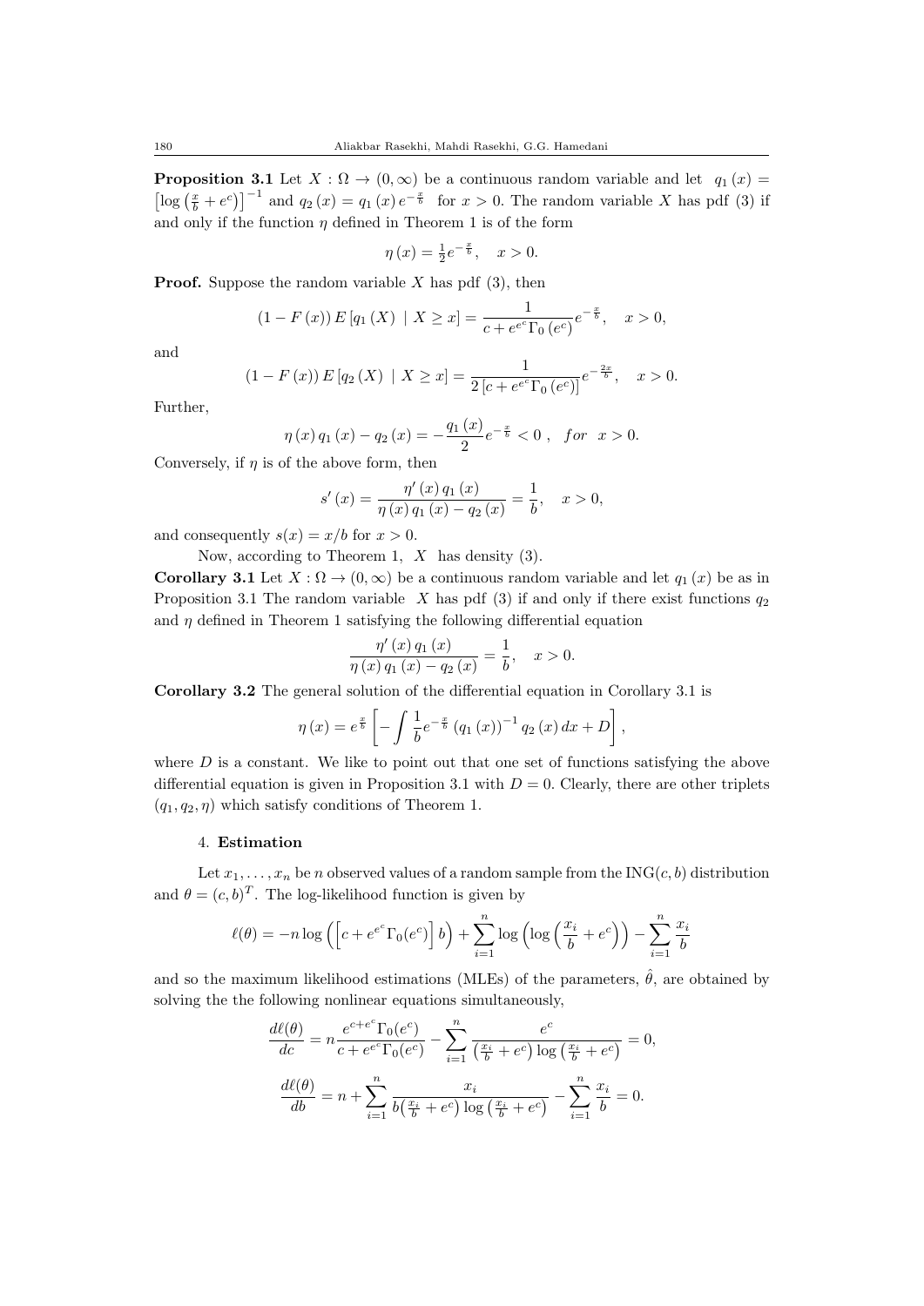**Proposition 3.1** Let $X : \Omega \to (0, \infty)$ be a continuous random variable and let $q_1(x) = \left[\log\left(\frac{x}{b} + e^c\right)\right]^{-1}$ and $q_2(x) = q_1(x) e^{-\frac{x}{b}}$ for $x > 0$. The random variable $X$ has pdf (3) if and only if the function $\eta$ defined in Theorem 1 is of the form

$$\eta(x) = \tfrac{1}{2} e^{-\frac{x}{b}}, \quad x > 0.$$

**Proof.** Suppose the random variable $X$ has pdf (3), then

$$(1 - F(x)) E\left[q_1(X) \mid X \geq x\right] = \frac{1}{c + e^{e^c}\Gamma_0(e^c)} e^{-\frac{x}{b}}, \quad x > 0,$$

and

$$(1 - F(x)) E\left[q_2(X) \mid X \geq x\right] = \frac{1}{2\left[c + e^{e^c}\Gamma_0(e^c)\right]} e^{-\frac{2x}{b}}, \quad x > 0.$$

Further,

$$\eta(x) q_1(x) - q_2(x) = -\frac{q_1(x)}{2} e^{-\frac{x}{b}} < 0, \quad for \ \ x > 0.$$

Conversely, if $\eta$ is of the above form, then

$$s'(x) = \frac{\eta'(x) q_1(x)}{\eta(x) q_1(x) - q_2(x)} = \frac{1}{b}, \quad x > 0,$$

and consequently $s(x) = x/b$ for $x > 0$.

Now, according to Theorem 1, $X$ has density (3).

**Corollary 3.1** Let $X : \Omega \to (0, \infty)$ be a continuous random variable and let $q_1(x)$ be as in Proposition 3.1 The random variable $X$ has pdf (3) if and only if there exist functions $q_2$ and $\eta$ defined in Theorem 1 satisfying the following differential equation

$$\frac{\eta'(x) q_1(x)}{\eta(x) q_1(x) - q_2(x)} = \frac{1}{b}, \quad x > 0.$$

**Corollary 3.2** The general solution of the differential equation in Corollary 3.1 is

$$\eta(x) = e^{\frac{x}{b}} \left[-\int \frac{1}{b} e^{-\frac{x}{b}} (q_1(x))^{-1} q_2(x)\, dx + D\right],$$

where $D$ is a constant. We like to point out that one set of functions satisfying the above differential equation is given in Proposition 3.1 with $D = 0$. Clearly, there are other triplets $(q_1, q_2, \eta)$ which satisfy conditions of Theorem 1.

## 4. Estimation

Let $x_1, \ldots, x_n$ be $n$ observed values of a random sample from the ING$(c, b)$ distribution and $\theta = (c, b)^T$. The log-likelihood function is given by

$$\ell(\theta) = -n \log\left(\left[c + e^{e^c}\Gamma_0(e^c)\right] b\right) + \sum_{i=1}^{n} \log\left(\log\left(\frac{x_i}{b} + e^c\right)\right) - \sum_{i=1}^{n} \frac{x_i}{b}$$

and so the maximum likelihood estimations (MLEs) of the parameters, $\hat{\theta}$, are obtained by solving the the following nonlinear equations simultaneously,

$$\frac{d\ell(\theta)}{dc} = n \frac{e^{c + e^c}\Gamma_0(e^c)}{c + e^{e^c}\Gamma_0(e^c)} - \sum_{i=1}^{n} \frac{e^c}{\left(\frac{x_i}{b} + e^c\right) \log\left(\frac{x_i}{b} + e^c\right)} = 0,$$

$$\frac{d\ell(\theta)}{db} = n + \sum_{i=1}^{n} \frac{x_i}{b\left(\frac{x_i}{b} + e^c\right) \log\left(\frac{x_i}{b} + e^c\right)} - \sum_{i=1}^{n} \frac{x_i}{b} = 0.$$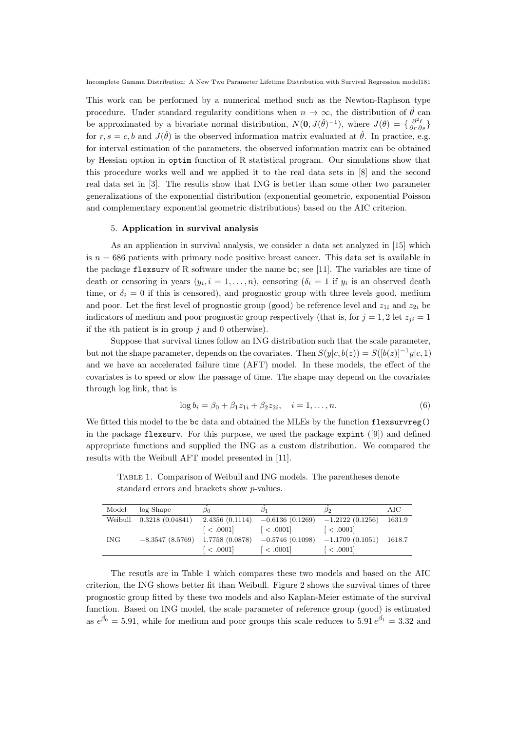This work can be performed by a numerical method such as the Newton-Raphson type procedure. Under standard regularity conditions when $n \to \infty$, the distribution of $\hat{\theta}$ can be approximated by a bivariate normal distribution, $N(\mathbf{0}, J(\hat{\theta})^{-1})$, where $J(\theta) = \{\frac{\partial^2 \ell}{\partial r \, \partial s}\}$ for $r, s = c, b$ and $J(\hat{\theta})$ is the observed information matrix evaluated at $\hat{\theta}$. In practice, e.g. for interval estimation of the parameters, the observed information matrix can be obtained by Hessian option in `optim` function of R statistical program. Our simulations show that this procedure works well and we applied it to the real data sets in [8] and the second real data set in [3]. The results show that ING is better than some other two parameter generalizations of the exponential distribution (exponential geometric, exponential Poisson and complementary exponential geometric distributions) based on the AIC criterion.

## 5. Application in survival analysis

As an application in survival analysis, we consider a data set analyzed in [15] which is $n = 686$ patients with primary node positive breast cancer. This data set is available in the package `flexsurv` of R software under the name `bc`; see [11]. The variables are time of death or censoring in years ($y_i, i = 1, \ldots, n$), censoring ($\delta_i = 1$ if $y_i$ is an observed death time, or $\delta_i = 0$ if this is censored), and prognostic group with three levels good, medium and poor. Let the first level of prognostic group (good) be reference level and $z_{1i}$ and $z_{2i}$ be indicators of medium and poor prognostic group respectively (that is, for $j = 1, 2$ let $z_{ji} = 1$ if the $i$th patient is in group $j$ and 0 otherwise).

Suppose that survival times follow an ING distribution such that the scale parameter, but not the shape parameter, depends on the covariates. Then $S(y|c, b(z)) = S([b(z)]^{-1}y|c, 1)$ and we have an accelerated failure time (AFT) model. In these models, the effect of the covariates is to speed or slow the passage of time. The shape may depend on the covariates through log link, that is

$$\log b_i = \beta_0 + \beta_1 z_{1i} + \beta_2 z_{2i}, \quad i = 1, \ldots, n. \tag{6}$$

We fitted this model to the `bc` data and obtained the MLEs by the function `flexsurvreg()` in the package `flexsurv`. For this purpose, we used the package `expint` ([9]) and defined appropriate functions and supplied the ING as a custom distribution. We compared the results with the Weibull AFT model presented in [11].

Table 1. Comparison of Weibull and ING models. The parentheses denote standard errors and brackets show $p$-values.

| Model | log Shape | $\hat{\beta}_0$ | $\hat{\beta}_1$ | $\hat{\beta}_2$ | AIC |
|---|---|---|---|---|---|
| Weibull | 0.3218 (0.04841) | 2.4356 (0.1114) | $-0.6136$ (0.1269) | $-1.2122$ (0.1256) | 1631.9 |
| | | [ < .0001] | [ < .0001] | [ < .0001] | |
| ING | $-8.3547$ (8.5769) | 1.7758 (0.0878) | $-0.5746$ (0.1098) | $-1.1709$ (0.1051) | 1618.7 |
| | | [ < .0001] | [ < .0001] | [ < .0001] | |

The resutls are in Table 1 which compares these two models and based on the AIC criterion, the ING shows better fit than Weibull. Figure 2 shows the survival times of three prognostic group fitted by these two models and also Kaplan-Meier estimate of the survival function. Based on ING model, the scale parameter of reference group (good) is estimated as $e^{\hat{\beta}_0} = 5.91$, while for medium and poor groups this scale reduces to $5.91\, e^{\hat{\beta}_1} = 3.32$ and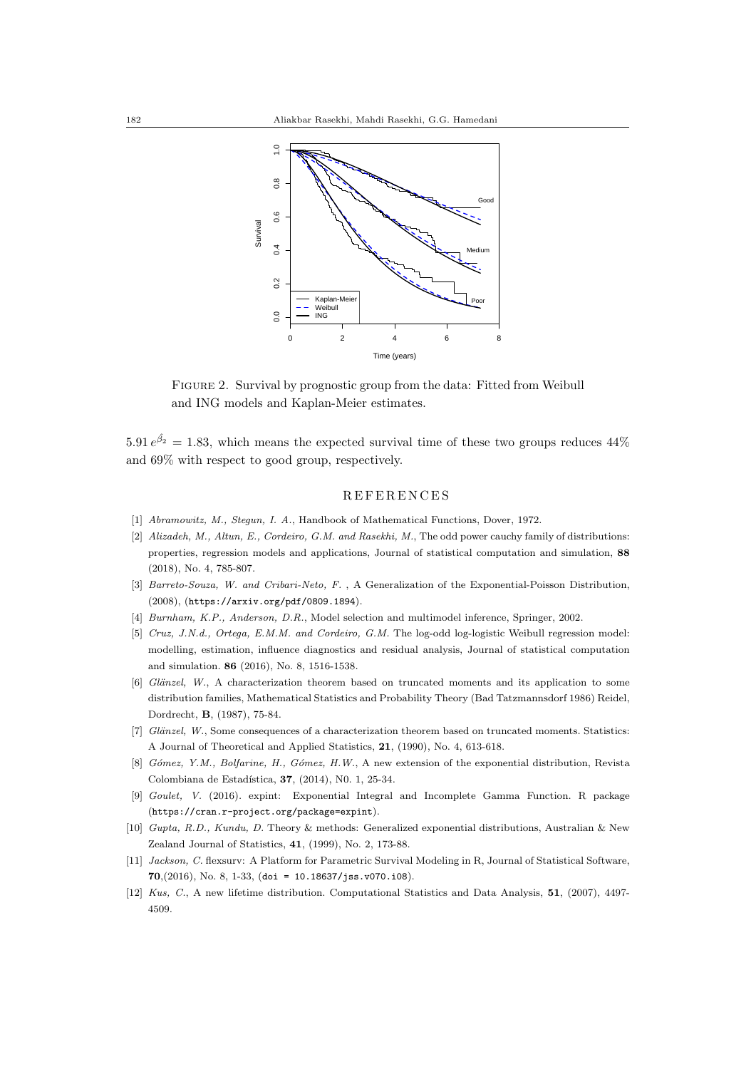FIGURE 2. Survival by prognostic group from the data: Fitted from Weibull and ING models and Kaplan-Meier estimates.

$5.91\, e^{\hat{\beta}_2} = 1.83$, which means the expected survival time of these two groups reduces 44% and 69% with respect to good group, respectively.

## REFERENCES

[1] *Abramowitz, M., Stegun, I. A.*, Handbook of Mathematical Functions, Dover, 1972.

[2] *Alizadeh, M., Altun, E., Cordeiro, G.M. and Rasekhi, M.*, The odd power cauchy family of distributions: properties, regression models and applications, Journal of statistical computation and simulation, **88** (2018), No. 4, 785-807.

[3] *Barreto-Souza, W. and Cribari-Neto, F.* , A Generalization of the Exponential-Poisson Distribution, (2008), (`https://arxiv.org/pdf/0809.1894`).

[4] *Burnham, K.P., Anderson, D.R.*, Model selection and multimodel inference, Springer, 2002.

[5] *Cruz, J.N.d., Ortega, E.M.M. and Cordeiro, G.M.* The log-odd log-logistic Weibull regression model: modelling, estimation, influence diagnostics and residual analysis, Journal of statistical computation and simulation. **86** (2016), No. 8, 1516-1538.

[6] *Glänzel, W.*, A characterization theorem based on truncated moments and its application to some distribution families, Mathematical Statistics and Probability Theory (Bad Tatzmannsdorf 1986) Reidel, Dordrecht, **B**, (1987), 75-84.

[7] *Glänzel, W.*, Some consequences of a characterization theorem based on truncated moments. Statistics: A Journal of Theoretical and Applied Statistics, **21**, (1990), No. 4, 613-618.

[8] *Gómez, Y.M., Bolfarine, H., Gómez, H.W.*, A new extension of the exponential distribution, Revista Colombiana de Estadística, **37**, (2014), N0. 1, 25-34.

[9] *Goulet, V.* (2016). expint: Exponential Integral and Incomplete Gamma Function. R package (`https://cran.r-project.org/package=expint`).

[10] *Gupta, R.D., Kundu, D.* Theory & methods: Generalized exponential distributions, Australian & New Zealand Journal of Statistics, **41**, (1999), No. 2, 173-88.

[11] *Jackson, C.* flexsurv: A Platform for Parametric Survival Modeling in R, Journal of Statistical Software, **70**,(2016), No. 8, 1-33, (`doi = 10.18637/jss.v070.i08`).

[12] *Kus, C.*, A new lifetime distribution. Computational Statistics and Data Analysis, **51**, (2007), 4497-4509.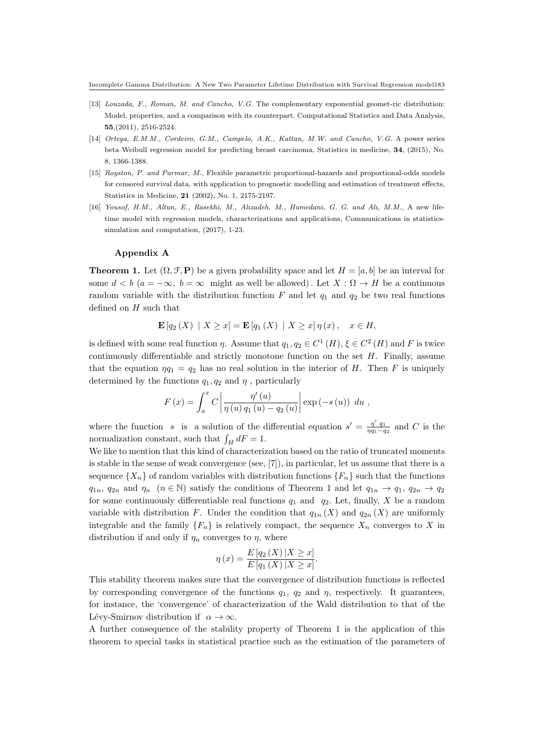[13] *Louzada, F., Roman, M. and Cancho, V.G.* The complementary exponential geomet-ric distribution: Model, properties, and a comparison with its counterpart. Computational Statistics and Data Analysis, **55**,(2011), 2516-2524.

[14] *Ortega, E.M.M., Cordeiro, G.M., Campelo, A.K., Kattan, M.W. and Cancho, V.G.* A power series beta Weibull regression model for predicting breast carcinoma, Statistics in medicine, **34**, (2015), No. 8, 1366-1388.

[15] *Royston, P. and Parmar, M.*, Flexible parametric proportional-hazards and proportional-odds models for censored survival data, with application to prognostic modelling and estimation of treatment effects, Statistics in Medicine, **21** (2002), No. 1, 2175-2197.

[16] *Yousof, H.M., Altun, E., Rasekhi, M., Alizadeh, M., Hamedani, G. G. and Ali, M.M.*, A new lifetime model with regression models, characterizations and applications, Communications in statistics-simulation and computation, (2017), 1-23.

### Appendix A

**Theorem 1.** Let $(\Omega, \mathcal{F}, \mathbf{P})$ be a given probability space and let $H = [a, b]$ be an interval for some $d < b$ ($a = -\infty,\ b = \infty$ might as well be allowed). Let $X : \Omega \to H$ be a continuous random variable with the distribution function $F$ and let $q_1$ and $q_2$ be two real functions defined on $H$ such that

$$\mathbf{E}\left[q_2\left(X\right)\ |\ X \geq x\right] = \mathbf{E}\left[q_1\left(X\right)\ |\ X \geq x\right]\eta\left(x\right), \quad x \in H,$$

is defined with some real function $\eta$. Assume that $q_1, q_2 \in C^1(H)$, $\xi \in C^2(H)$ and $F$ is twice continuously differentiable and strictly monotone function on the set $H$. Finally, assume that the equation $\eta q_1 = q_2$ has no real solution in the interior of $H$. Then $F$ is uniquely determined by the functions $q_1, q_2$ and $\eta$ , particularly

$$F\left(x\right) = \int_a^x C\left|\frac{\eta'\left(u\right)}{\eta\left(u\right)q_1\left(u\right) - q_2\left(u\right)}\right|\exp\left(-s\left(u\right)\right)\ du\ ,$$

where the function $s$ is a solution of the differential equation $s' = \frac{\eta'\ q_1}{\eta q_1 - q_2}$ and $C$ is the normalization constant, such that $\int_H dF = 1$.

We like to mention that this kind of characterization based on the ratio of truncated moments is stable in the sense of weak convergence (see, [7]), in particular, let us assume that there is a sequence $\{X_n\}$ of random variables with distribution functions $\{F_n\}$ such that the functions $q_{1n}$, $q_{2n}$ and $\eta_n$ $(n \in \mathbb{N})$ satisfy the conditions of Theorem 1 and let $q_{1n} \to q_1$, $q_{2n} \to q_2$ for some continuously differentiable real functions $q_1$ and $q_2$. Let, finally, $X$ be a random variable with distribution $F$. Under the condition that $q_{1n}(X)$ and $q_{2n}(X)$ are uniformly integrable and the family $\{F_n\}$ is relatively compact, the sequence $X_n$ converges to $X$ in distribution if and only if $\eta_n$ converges to $\eta$, where

$$\eta\left(x\right) = \frac{E\left[q_2\left(X\right)|X \geq x\right]}{E\left[q_1\left(X\right)|X \geq x\right]}.$$

This stability theorem makes sure that the convergence of distribution functions is reflected by corresponding convergence of the functions $q_1$, $q_2$ and $\eta$, respectively. It guarantees, for instance, the 'convergence' of characterization of the Wald distribution to that of the Lévy-Smirnov distribution if $\alpha \to \infty$.

A further consequence of the stability property of Theorem 1 is the application of this theorem to special tasks in statistical practice such as the estimation of the parameters of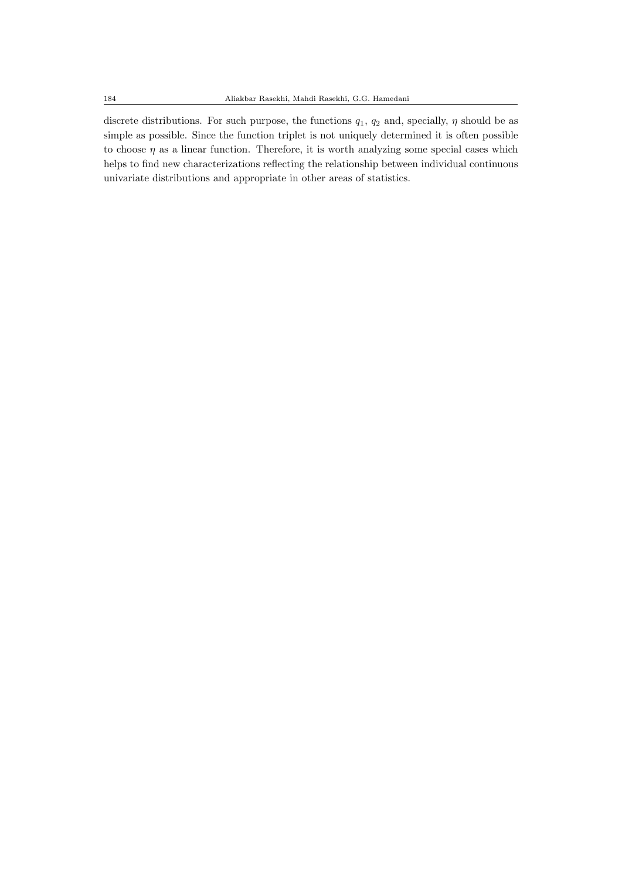discrete distributions. For such purpose, the functions $q_1$, $q_2$ and, specially, $\eta$ should be as simple as possible. Since the function triplet is not uniquely determined it is often possible to choose $\eta$ as a linear function. Therefore, it is worth analyzing some special cases which helps to find new characterizations reflecting the relationship between individual continuous univariate distributions and appropriate in other areas of statistics.